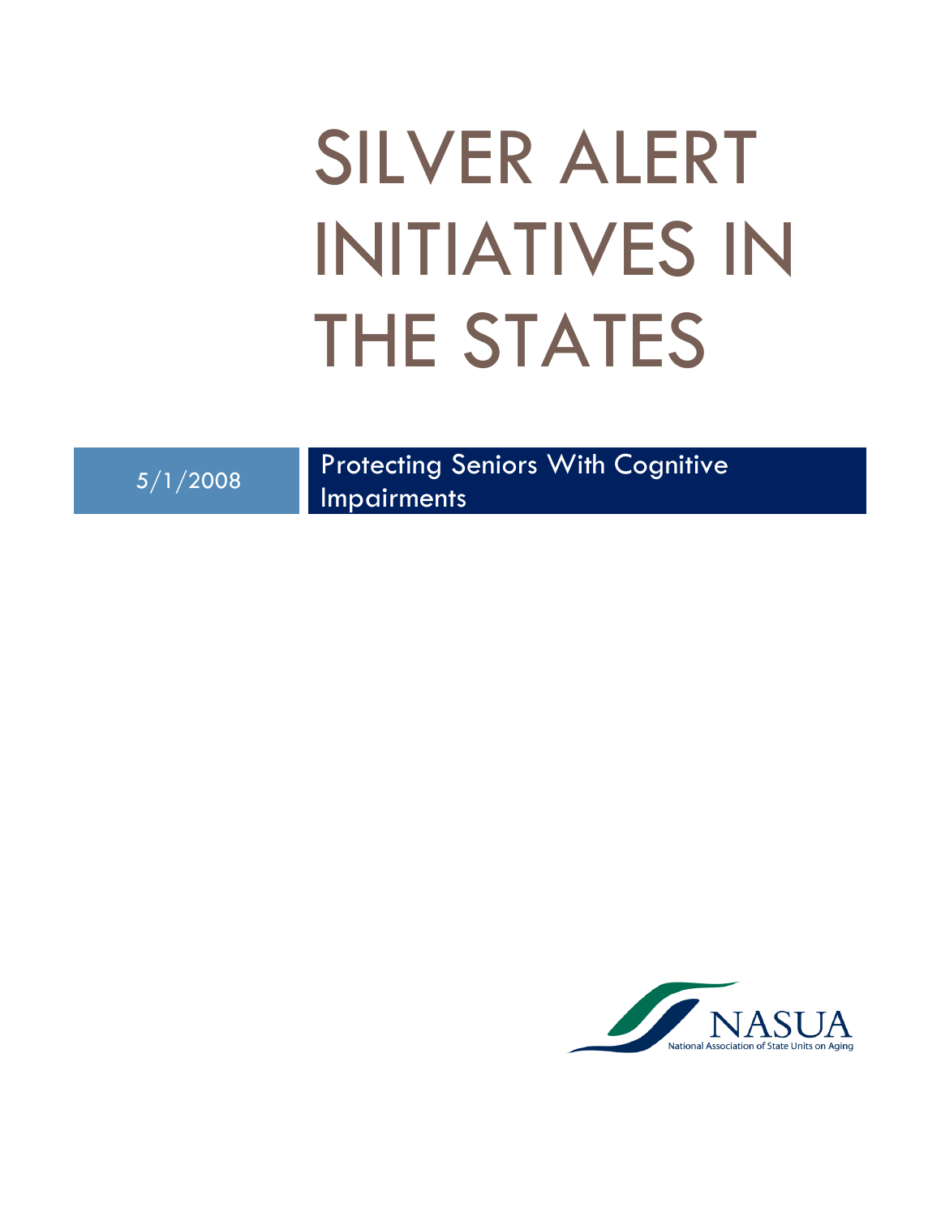# SILVER ALERT INITIATIVES IN THE STATES

5/1/2008

Protecting Seniors With Cognitive Impairments

NASUA

National Association of State Units on Aging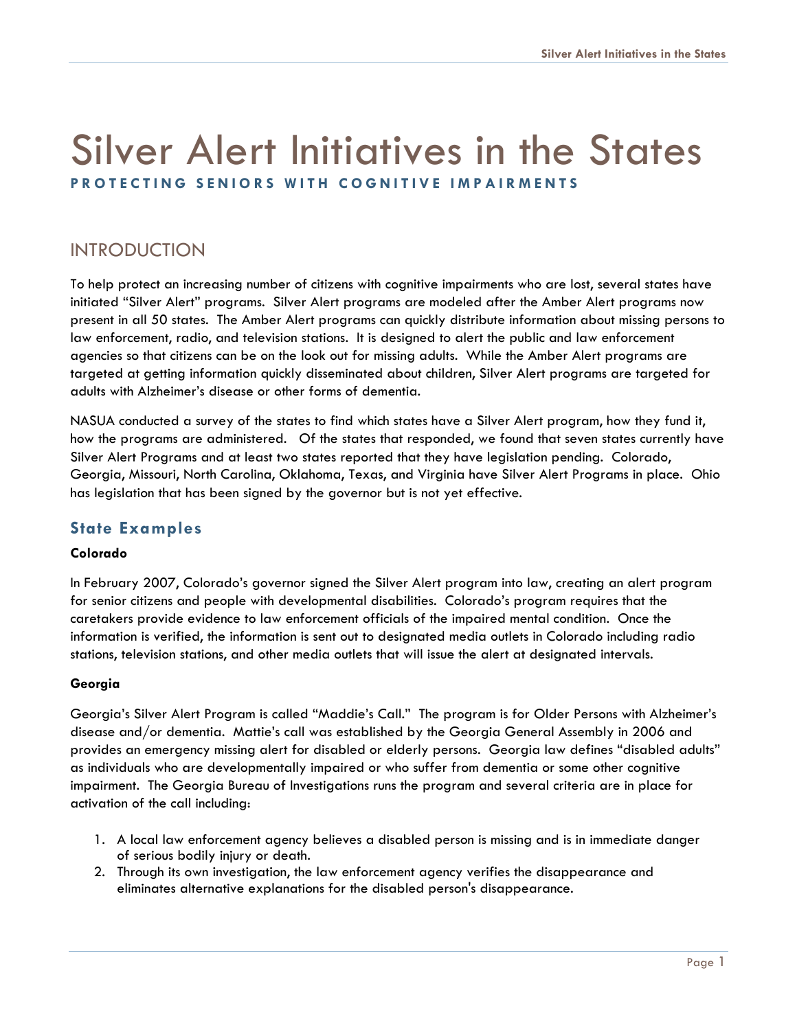# Silver Alert Initiatives in the States

**PROTECTING SENIORS WITH COGNITIVE IMPAIRMENTS**

## INTRODUCTION

To help protect an increasing number of citizens with cognitive impairments who are lost, several states have initiated "Silver Alert" programs. Silver Alert programs are modeled after the Amber Alert programs now present in all 50 states. The Amber Alert programs can quickly distribute information about missing persons to law enforcement, radio, and television stations. It is designed to alert the public and law enforcement agencies so that citizens can be on the look out for missing adults. While the Amber Alert programs are targeted at getting information quickly disseminated about children, Silver Alert programs are targeted for adults with Alzheimer's disease or other forms of dementia.

NASUA conducted a survey of the states to find which states have a Silver Alert program, how they fund it, how the programs are administered. Of the states that responded, we found that seven states currently have Silver Alert Programs and at least two states reported that they have legislation pending. Colorado, Georgia, Missouri, North Carolina, Oklahoma, Texas, and Virginia have Silver Alert Programs in place. Ohio has legislation that has been signed by the governor but is not yet effective.

### State Examples

**Colorado**

In February 2007, Colorado's governor signed the Silver Alert program into law, creating an alert program for senior citizens and people with developmental disabilities. Colorado's program requires that the caretakers provide evidence to law enforcement officials of the impaired mental condition. Once the information is verified, the information is sent out to designated media outlets in Colorado including radio stations, television stations, and other media outlets that will issue the alert at designated intervals.

**Georgia**

Georgia's Silver Alert Program is called "Maddie's Call." The program is for Older Persons with Alzheimer's disease and/or dementia. Mattie's call was established by the Georgia General Assembly in 2006 and provides an emergency missing alert for disabled or elderly persons. Georgia law defines "disabled adults" as individuals who are developmentally impaired or who suffer from dementia or some other cognitive impairment. The Georgia Bureau of Investigations runs the program and several criteria are in place for activation of the call including:

1. A local law enforcement agency believes a disabled person is missing and is in immediate danger of serious bodily injury or death.
2. Through its own investigation, the law enforcement agency verifies the disappearance and eliminates alternative explanations for the disabled person's disappearance.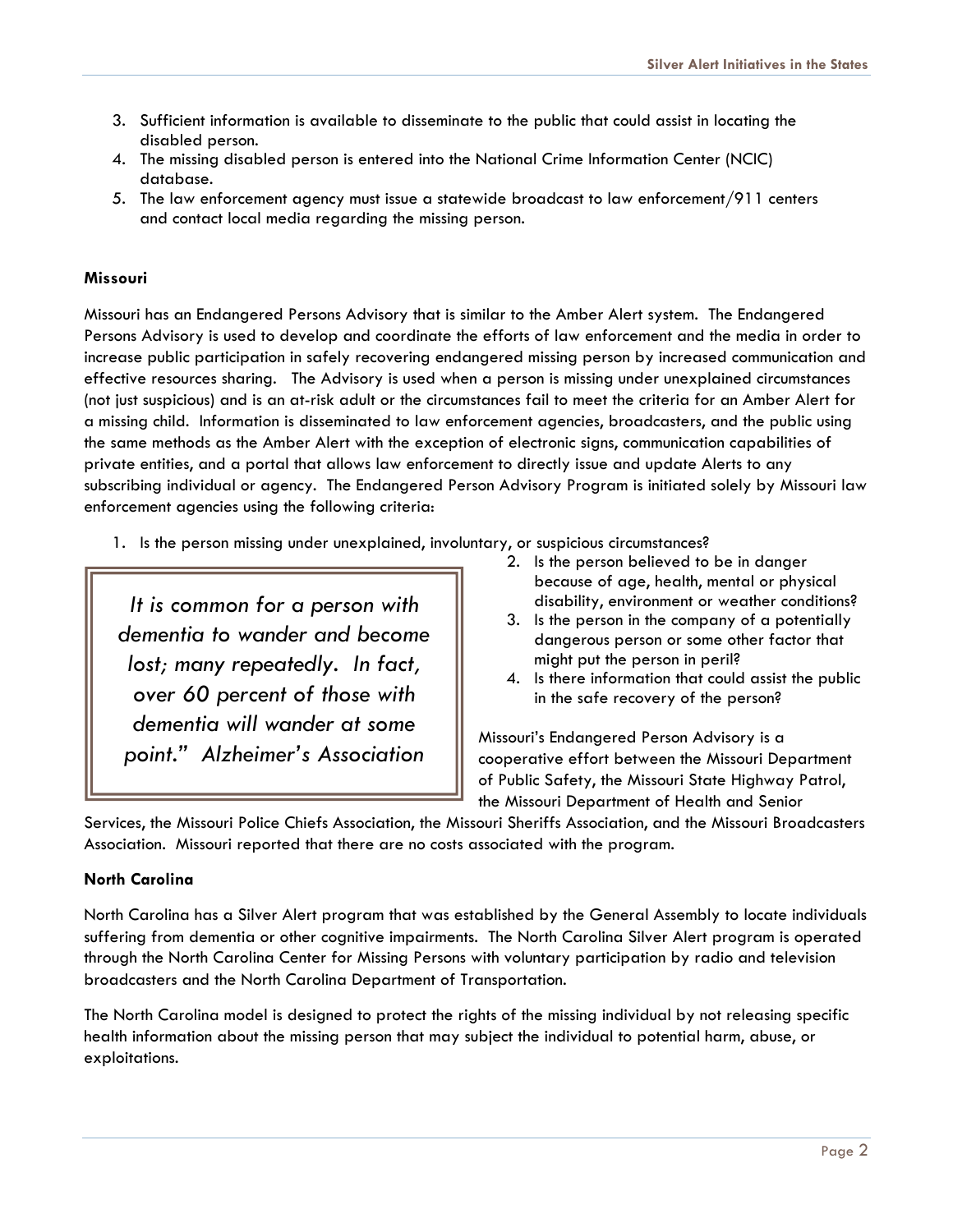3. Sufficient information is available to disseminate to the public that could assist in locating the disabled person.
4. The missing disabled person is entered into the National Crime Information Center (NCIC) database.
5. The law enforcement agency must issue a statewide broadcast to law enforcement/911 centers and contact local media regarding the missing person.

**Missouri**

Missouri has an Endangered Persons Advisory that is similar to the Amber Alert system. The Endangered Persons Advisory is used to develop and coordinate the efforts of law enforcement and the media in order to increase public participation in safely recovering endangered missing person by increased communication and effective resources sharing. The Advisory is used when a person is missing under unexplained circumstances (not just suspicious) and is an at-risk adult or the circumstances fail to meet the criteria for an Amber Alert for a missing child. Information is disseminated to law enforcement agencies, broadcasters, and the public using the same methods as the Amber Alert with the exception of electronic signs, communication capabilities of private entities, and a portal that allows law enforcement to directly issue and update Alerts to any subscribing individual or agency. The Endangered Person Advisory Program is initiated solely by Missouri law enforcement agencies using the following criteria:

1. Is the person missing under unexplained, involuntary, or suspicious circumstances?
2. Is the person believed to be in danger because of age, health, mental or physical disability, environment or weather conditions?
3. Is the person in the company of a potentially dangerous person or some other factor that might put the person in peril?
4. Is there information that could assist the public in the safe recovery of the person?

> *It is common for a person with dementia to wander and become lost; many repeatedly. In fact, over 60 percent of those with dementia will wander at some point." Alzheimer's Association*

Missouri's Endangered Person Advisory is a cooperative effort between the Missouri Department of Public Safety, the Missouri State Highway Patrol, the Missouri Department of Health and Senior Services, the Missouri Police Chiefs Association, the Missouri Sheriffs Association, and the Missouri Broadcasters Association. Missouri reported that there are no costs associated with the program.

**North Carolina**

North Carolina has a Silver Alert program that was established by the General Assembly to locate individuals suffering from dementia or other cognitive impairments. The North Carolina Silver Alert program is operated through the North Carolina Center for Missing Persons with voluntary participation by radio and television broadcasters and the North Carolina Department of Transportation.

The North Carolina model is designed to protect the rights of the missing individual by not releasing specific health information about the missing person that may subject the individual to potential harm, abuse, or exploitations.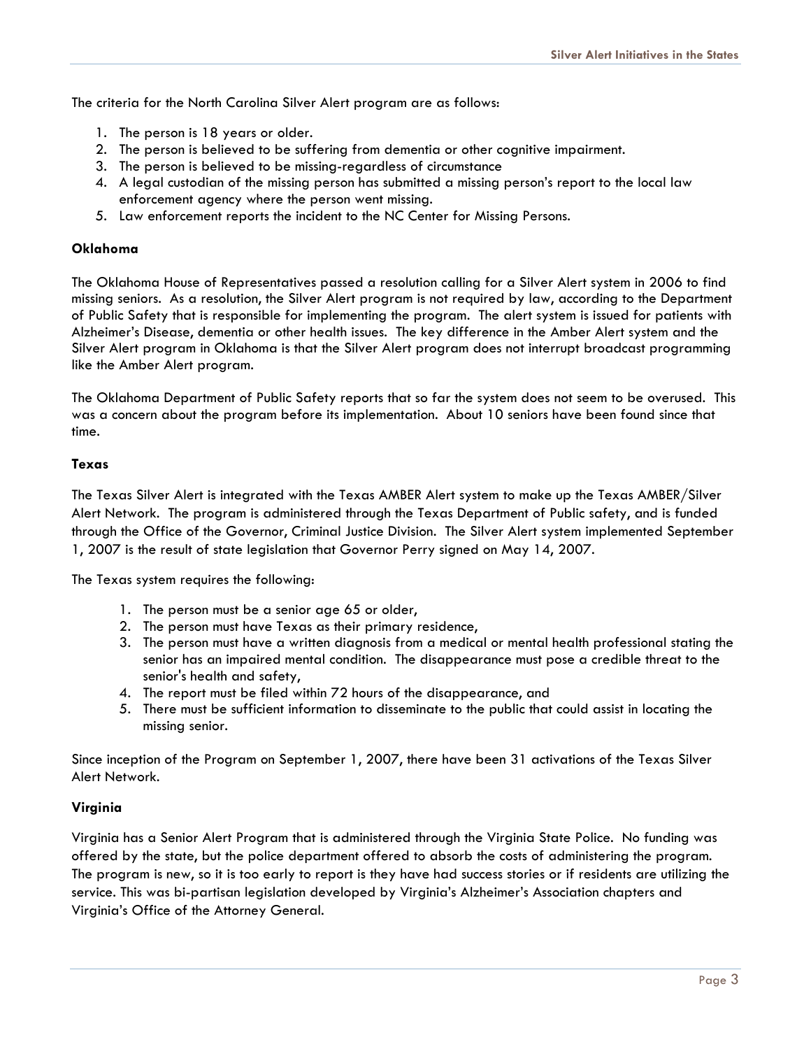The criteria for the North Carolina Silver Alert program are as follows:

1. The person is 18 years or older.
2. The person is believed to be suffering from dementia or other cognitive impairment.
3. The person is believed to be missing-regardless of circumstance
4. A legal custodian of the missing person has submitted a missing person's report to the local law enforcement agency where the person went missing.
5. Law enforcement reports the incident to the NC Center for Missing Persons.

**Oklahoma**

The Oklahoma House of Representatives passed a resolution calling for a Silver Alert system in 2006 to find missing seniors. As a resolution, the Silver Alert program is not required by law, according to the Department of Public Safety that is responsible for implementing the program. The alert system is issued for patients with Alzheimer's Disease, dementia or other health issues. The key difference in the Amber Alert system and the Silver Alert program in Oklahoma is that the Silver Alert program does not interrupt broadcast programming like the Amber Alert program.

The Oklahoma Department of Public Safety reports that so far the system does not seem to be overused. This was a concern about the program before its implementation. About 10 seniors have been found since that time.

**Texas**

The Texas Silver Alert is integrated with the Texas AMBER Alert system to make up the Texas AMBER/Silver Alert Network. The program is administered through the Texas Department of Public safety, and is funded through the Office of the Governor, Criminal Justice Division. The Silver Alert system implemented September 1, 2007 is the result of state legislation that Governor Perry signed on May 14, 2007.

The Texas system requires the following:

1. The person must be a senior age 65 or older,
2. The person must have Texas as their primary residence,
3. The person must have a written diagnosis from a medical or mental health professional stating the senior has an impaired mental condition. The disappearance must pose a credible threat to the senior's health and safety,
4. The report must be filed within 72 hours of the disappearance, and
5. There must be sufficient information to disseminate to the public that could assist in locating the missing senior.

Since inception of the Program on September 1, 2007, there have been 31 activations of the Texas Silver Alert Network.

**Virginia**

Virginia has a Senior Alert Program that is administered through the Virginia State Police. No funding was offered by the state, but the police department offered to absorb the costs of administering the program. The program is new, so it is too early to report is they have had success stories or if residents are utilizing the service. This was bi-partisan legislation developed by Virginia's Alzheimer's Association chapters and Virginia's Office of the Attorney General.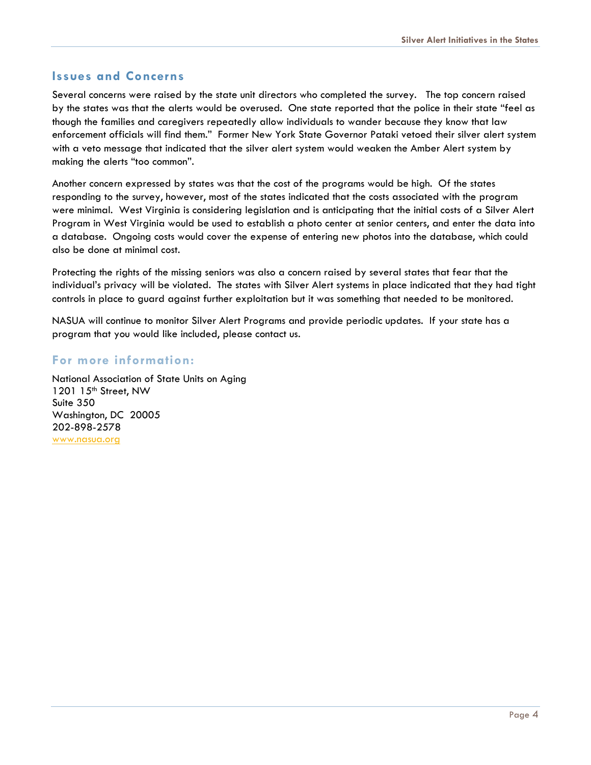## Issues and Concerns

Several concerns were raised by the state unit directors who completed the survey. The top concern raised by the states was that the alerts would be overused. One state reported that the police in their state "feel as though the families and caregivers repeatedly allow individuals to wander because they know that law enforcement officials will find them." Former New York State Governor Pataki vetoed their silver alert system with a veto message that indicated that the silver alert system would weaken the Amber Alert system by making the alerts "too common".

Another concern expressed by states was that the cost of the programs would be high. Of the states responding to the survey, however, most of the states indicated that the costs associated with the program were minimal. West Virginia is considering legislation and is anticipating that the initial costs of a Silver Alert Program in West Virginia would be used to establish a photo center at senior centers, and enter the data into a database. Ongoing costs would cover the expense of entering new photos into the database, which could also be done at minimal cost.

Protecting the rights of the missing seniors was also a concern raised by several states that fear that the individual's privacy will be violated. The states with Silver Alert systems in place indicated that they had tight controls in place to guard against further exploitation but it was something that needed to be monitored.

NASUA will continue to monitor Silver Alert Programs and provide periodic updates. If your state has a program that you would like included, please contact us.

## For more information:

National Association of State Units on Aging
1201 15th Street, NW
Suite 350
Washington, DC 20005
202-898-2578
www.nasua.org